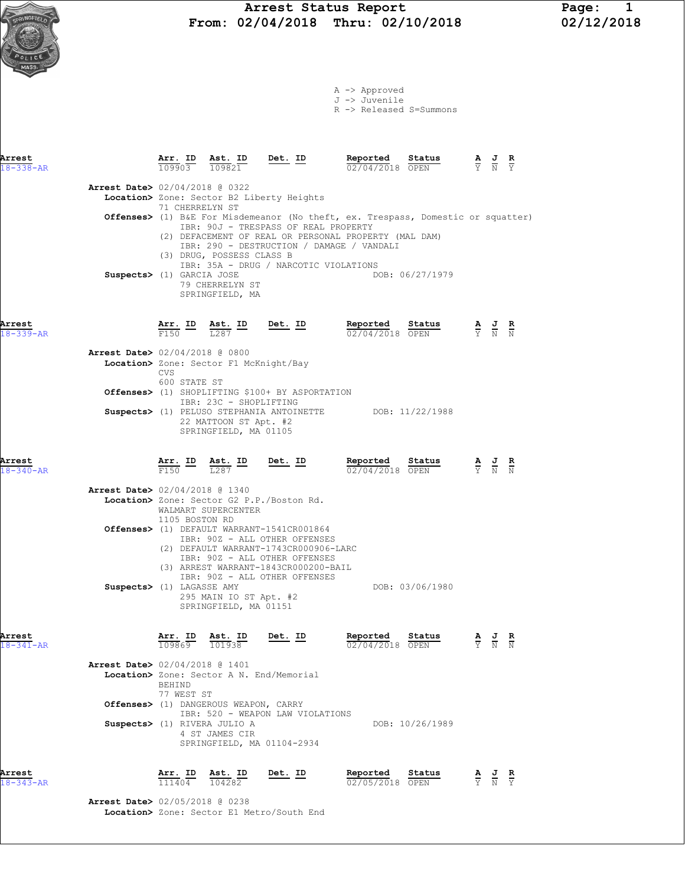# Arrest Status Report
**From: 02/04/2018 Thru: 02/10/2018**

02/12/2018

A -> Approved
J -> Juvenile
R -> Released S=Summons

---

| Arrest | Arr. ID | Ast. ID | Det. ID | Reported | Status | A | J | R |
|---|---|---|---|---|---|---|---|---|
| 18-338-AR | 109903 | 109821 | | 02/04/2018 | OPEN | Y | N | Y |

**Arrest Date>** 02/04/2018 @ 0322
**Location>** Zone: Sector B2 Liberty Heights
71 CHERRELYN ST
**Offenses>** (1) B&E For Misdemeanor (No theft, ex. Trespass, Domestic or squatter)
IBR: 90J - TRESPASS OF REAL PROPERTY
(2) DEFACEMENT OF REAL OR PERSONAL PROPERTY (MAL DAM)
IBR: 290 - DESTRUCTION / DAMAGE / VANDALI
(3) DRUG, POSSESS CLASS B
IBR: 35A - DRUG / NARCOTIC VIOLATIONS
**Suspects>** (1) GARCIA JOSE DOB: 06/27/1979
79 CHERRELYN ST
SPRINGFIELD, MA

---

| Arrest | Arr. ID | Ast. ID | Det. ID | Reported | Status | A | J | R |
|---|---|---|---|---|---|---|---|---|
| 18-339-AR | F150 | L287 | | 02/04/2018 | OPEN | Y | N | N |

**Arrest Date>** 02/04/2018 @ 0800
**Location>** Zone: Sector F1 McKnight/Bay
CVS
600 STATE ST
**Offenses>** (1) SHOPLIFTING $100+ BY ASPORTATION
IBR: 23C - SHOPLIFTING
**Suspects>** (1) PELUSO STEPHANIA ANTOINETTE DOB: 11/22/1988
22 MATTOON ST Apt. #2
SPRINGFIELD, MA 01105

---

| Arrest | Arr. ID | Ast. ID | Det. ID | Reported | Status | A | J | R |
|---|---|---|---|---|---|---|---|---|
| 18-340-AR | F150 | L287 | | 02/04/2018 | OPEN | Y | N | N |

**Arrest Date>** 02/04/2018 @ 1340
**Location>** Zone: Sector G2 P.P./Boston Rd.
WALMART SUPERCENTER
1105 BOSTON RD
**Offenses>** (1) DEFAULT WARRANT-1541CR001864
IBR: 90Z - ALL OTHER OFFENSES
(2) DEFAULT WARRANT-1743CR000906-LARC
IBR: 90Z - ALL OTHER OFFENSES
(3) ARREST WARRANT-1843CR000200-BAIL
IBR: 90Z - ALL OTHER OFFENSES
**Suspects>** (1) LAGASSE AMY DOB: 03/06/1980
295 MAIN IO ST Apt. #2
SPRINGFIELD, MA 01151

---

| Arrest | Arr. ID | Ast. ID | Det. ID | Reported | Status | A | J | R |
|---|---|---|---|---|---|---|---|---|
| 18-341-AR | 109869 | 101938 | | 02/04/2018 | OPEN | Y | N | N |

**Arrest Date>** 02/04/2018 @ 1401
**Location>** Zone: Sector A N. End/Memorial
BEHIND
77 WEST ST
**Offenses>** (1) DANGEROUS WEAPON, CARRY
IBR: 520 - WEAPON LAW VIOLATIONS
**Suspects>** (1) RIVERA JULIO A DOB: 10/26/1989
4 ST JAMES CIR
SPRINGFIELD, MA 01104-2934

---

| Arrest | Arr. ID | Ast. ID | Det. ID | Reported | Status | A | J | R |
|---|---|---|---|---|---|---|---|---|
| 18-343-AR | 111404 | 104282 | | 02/05/2018 | OPEN | Y | N | Y |

**Arrest Date>** 02/05/2018 @ 0238
**Location>** Zone: Sector E1 Metro/South End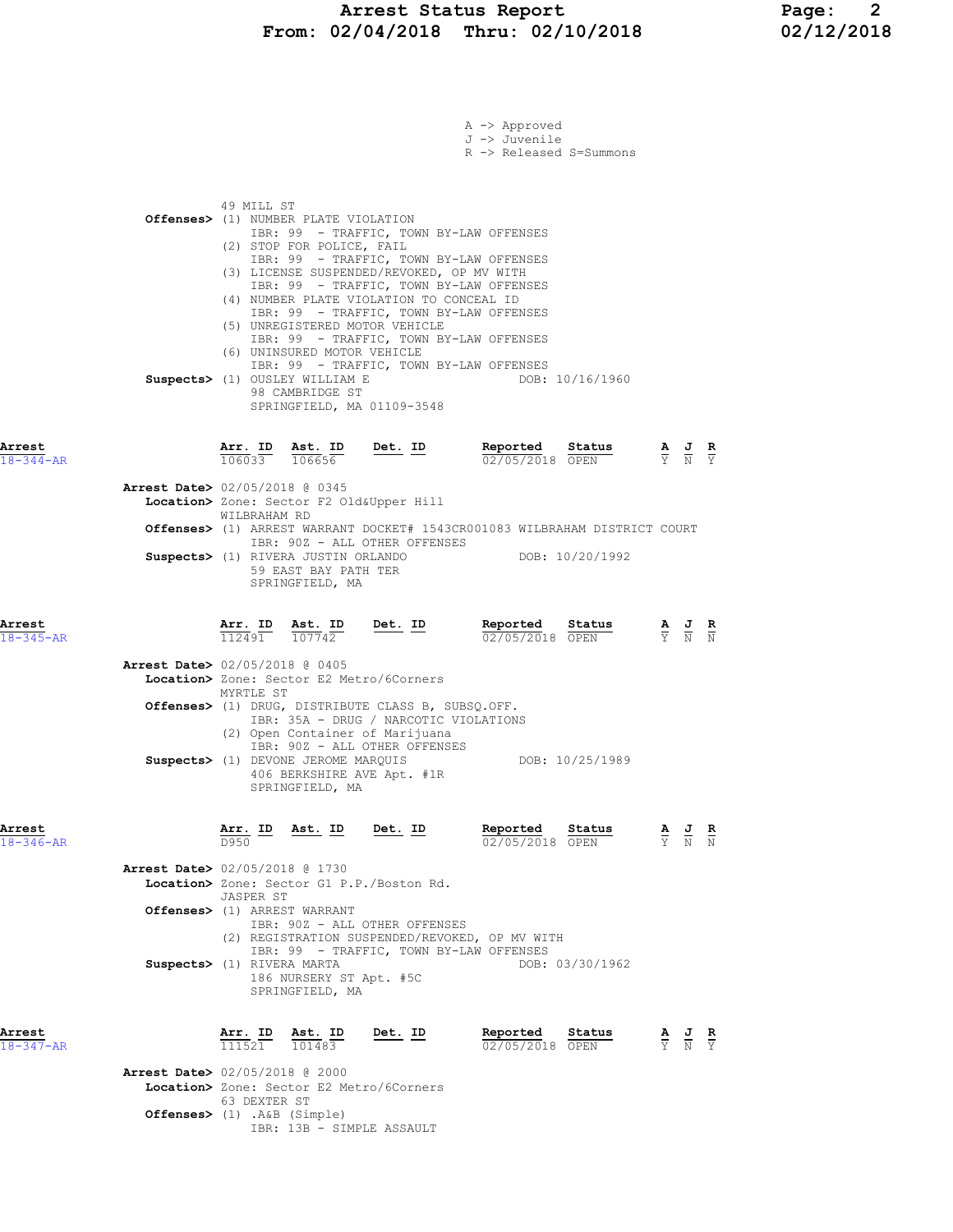A -> Approved
J -> Juvenile
R -> Released S=Summons

49 MILL ST

**Offenses>** (1) NUMBER PLATE VIOLATION
IBR: 99 - TRAFFIC, TOWN BY-LAW OFFENSES
(2) STOP FOR POLICE, FAIL
IBR: 99 - TRAFFIC, TOWN BY-LAW OFFENSES
(3) LICENSE SUSPENDED/REVOKED, OP MV WITH
IBR: 99 - TRAFFIC, TOWN BY-LAW OFFENSES
(4) NUMBER PLATE VIOLATION TO CONCEAL ID
IBR: 99 - TRAFFIC, TOWN BY-LAW OFFENSES
(5) UNREGISTERED MOTOR VEHICLE
IBR: 99 - TRAFFIC, TOWN BY-LAW OFFENSES
(6) UNINSURED MOTOR VEHICLE
IBR: 99 - TRAFFIC, TOWN BY-LAW OFFENSES

**Suspects>** (1) OUSLEY WILLIAM E — DOB: 10/16/1960
98 CAMBRIDGE ST
SPRINGFIELD, MA 01109-3548

---

**Arrest** 18-344-AR

| Arr. ID | Ast. ID | Det. ID | Reported | Status | A | J | R |
|---|---|---|---|---|---|---|---|
| 106033 | 106656 | | 02/05/2018 | OPEN | Y | N | Y |

**Arrest Date>** 02/05/2018 @ 0345
**Location>** Zone: Sector F2 Old&Upper Hill
WILBRAHAM RD
**Offenses>** (1) ARREST WARRANT DOCKET# 1543CR001083 WILBRAHAM DISTRICT COURT
IBR: 90Z - ALL OTHER OFFENSES
**Suspects>** (1) RIVERA JUSTIN ORLANDO — DOB: 10/20/1992
59 EAST BAY PATH TER
SPRINGFIELD, MA

---

**Arrest** 18-345-AR

| Arr. ID | Ast. ID | Det. ID | Reported | Status | A | J | R |
|---|---|---|---|---|---|---|---|
| 112491 | 107742 | | 02/05/2018 | OPEN | Y | N | N |

**Arrest Date>** 02/05/2018 @ 0405
**Location>** Zone: Sector E2 Metro/6Corners
MYRTLE ST
**Offenses>** (1) DRUG, DISTRIBUTE CLASS B, SUBSQ.OFF.
IBR: 35A - DRUG / NARCOTIC VIOLATIONS
(2) Open Container of Marijuana
IBR: 90Z - ALL OTHER OFFENSES
**Suspects>** (1) DEVONE JEROME MARQUIS — DOB: 10/25/1989
406 BERKSHIRE AVE Apt. #1R
SPRINGFIELD, MA

---

**Arrest** 18-346-AR

| Arr. ID | Ast. ID | Det. ID | Reported | Status | A | J | R |
|---|---|---|---|---|---|---|---|
| D950 | | | 02/05/2018 | OPEN | Y | N | N |

**Arrest Date>** 02/05/2018 @ 1730
**Location>** Zone: Sector G1 P.P./Boston Rd.
JASPER ST
**Offenses>** (1) ARREST WARRANT
IBR: 90Z - ALL OTHER OFFENSES
(2) REGISTRATION SUSPENDED/REVOKED, OP MV WITH
IBR: 99 - TRAFFIC, TOWN BY-LAW OFFENSES
**Suspects>** (1) RIVERA MARTA — DOB: 03/30/1962
186 NURSERY ST Apt. #5C
SPRINGFIELD, MA

---

**Arrest** 18-347-AR

| Arr. ID | Ast. ID | Det. ID | Reported | Status | A | J | R |
|---|---|---|---|---|---|---|---|
| 111521 | 101483 | | 02/05/2018 | OPEN | Y | N | Y |

**Arrest Date>** 02/05/2018 @ 2000
**Location>** Zone: Sector E2 Metro/6Corners
63 DEXTER ST
**Offenses>** (1) .A&B (Simple)
IBR: 13B - SIMPLE ASSAULT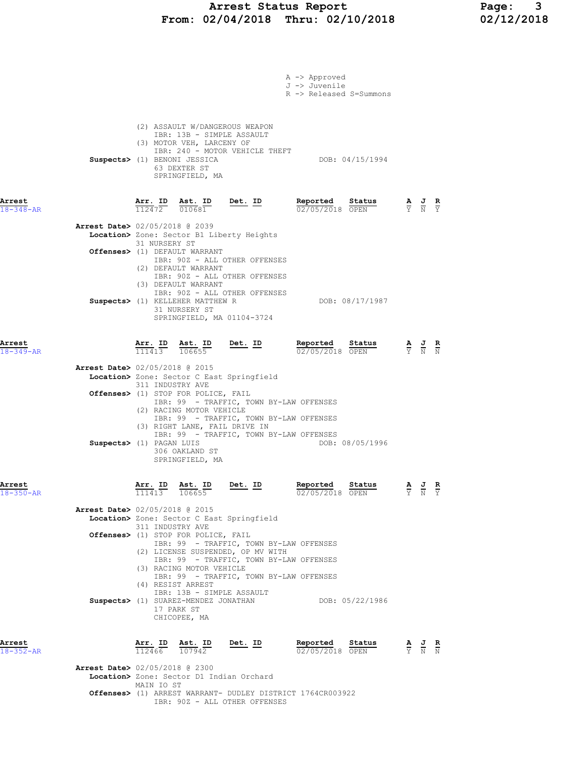A -> Approved
J -> Juvenile
R -> Released S=Summons

(2) ASSAULT W/DANGEROUS WEAPON
IBR: 13B - SIMPLE ASSAULT
(3) MOTOR VEH, LARCENY OF
IBR: 240 - MOTOR VEHICLE THEFT

**Suspects>** (1) BENONI JESSICA DOB: 04/15/1994
63 DEXTER ST
SPRINGFIELD, MA

## Arrest 18-348-AR

| Arr. ID | Ast. ID | Det. ID | Reported | Status | A | J | R |
|---|---|---|---|---|---|---|---|
| 112472 | 010681 | | 02/05/2018 | OPEN | Y | N | Y |

**Arrest Date>** 02/05/2018 @ 2039
**Location>** Zone: Sector B1 Liberty Heights
31 NURSERY ST
**Offenses>** (1) DEFAULT WARRANT
IBR: 90Z - ALL OTHER OFFENSES
(2) DEFAULT WARRANT
IBR: 90Z - ALL OTHER OFFENSES
(3) DEFAULT WARRANT
IBR: 90Z - ALL OTHER OFFENSES
**Suspects>** (1) KELLEHER MATTHEW R DOB: 08/17/1987
31 NURSERY ST
SPRINGFIELD, MA 01104-3724

## Arrest 18-349-AR

| Arr. ID | Ast. ID | Det. ID | Reported | Status | A | J | R |
|---|---|---|---|---|---|---|---|
| 111413 | 106655 | | 02/05/2018 | OPEN | Y | N | N |

**Arrest Date>** 02/05/2018 @ 2015
**Location>** Zone: Sector C East Springfield
311 INDUSTRY AVE
**Offenses>** (1) STOP FOR POLICE, FAIL
IBR: 99 - TRAFFIC, TOWN BY-LAW OFFENSES
(2) RACING MOTOR VEHICLE
IBR: 99 - TRAFFIC, TOWN BY-LAW OFFENSES
(3) RIGHT LANE, FAIL DRIVE IN
IBR: 99 - TRAFFIC, TOWN BY-LAW OFFENSES
**Suspects>** (1) PAGAN LUIS DOB: 08/05/1996
306 OAKLAND ST
SPRINGFIELD, MA

## Arrest 18-350-AR

| Arr. ID | Ast. ID | Det. ID | Reported | Status | A | J | R |
|---|---|---|---|---|---|---|---|
| 111413 | 106655 | | 02/05/2018 | OPEN | Y | N | Y |

**Arrest Date>** 02/05/2018 @ 2015
**Location>** Zone: Sector C East Springfield
311 INDUSTRY AVE
**Offenses>** (1) STOP FOR POLICE, FAIL
IBR: 99 - TRAFFIC, TOWN BY-LAW OFFENSES
(2) LICENSE SUSPENDED, OP MV WITH
IBR: 99 - TRAFFIC, TOWN BY-LAW OFFENSES
(3) RACING MOTOR VEHICLE
IBR: 99 - TRAFFIC, TOWN BY-LAW OFFENSES
(4) RESIST ARREST
IBR: 13B - SIMPLE ASSAULT
**Suspects>** (1) SUAREZ-MENDEZ JONATHAN DOB: 05/22/1986
17 PARK ST
CHICOPEE, MA

## Arrest 18-352-AR

| Arr. ID | Ast. ID | Det. ID | Reported | Status | A | J | R |
|---|---|---|---|---|---|---|---|
| 112466 | 107942 | | 02/05/2018 | OPEN | Y | N | N |

**Arrest Date>** 02/05/2018 @ 2300
**Location>** Zone: Sector D1 Indian Orchard
MAIN IO ST
**Offenses>** (1) ARREST WARRANT- DUDLEY DISTRICT 1764CR003922
IBR: 90Z - ALL OTHER OFFENSES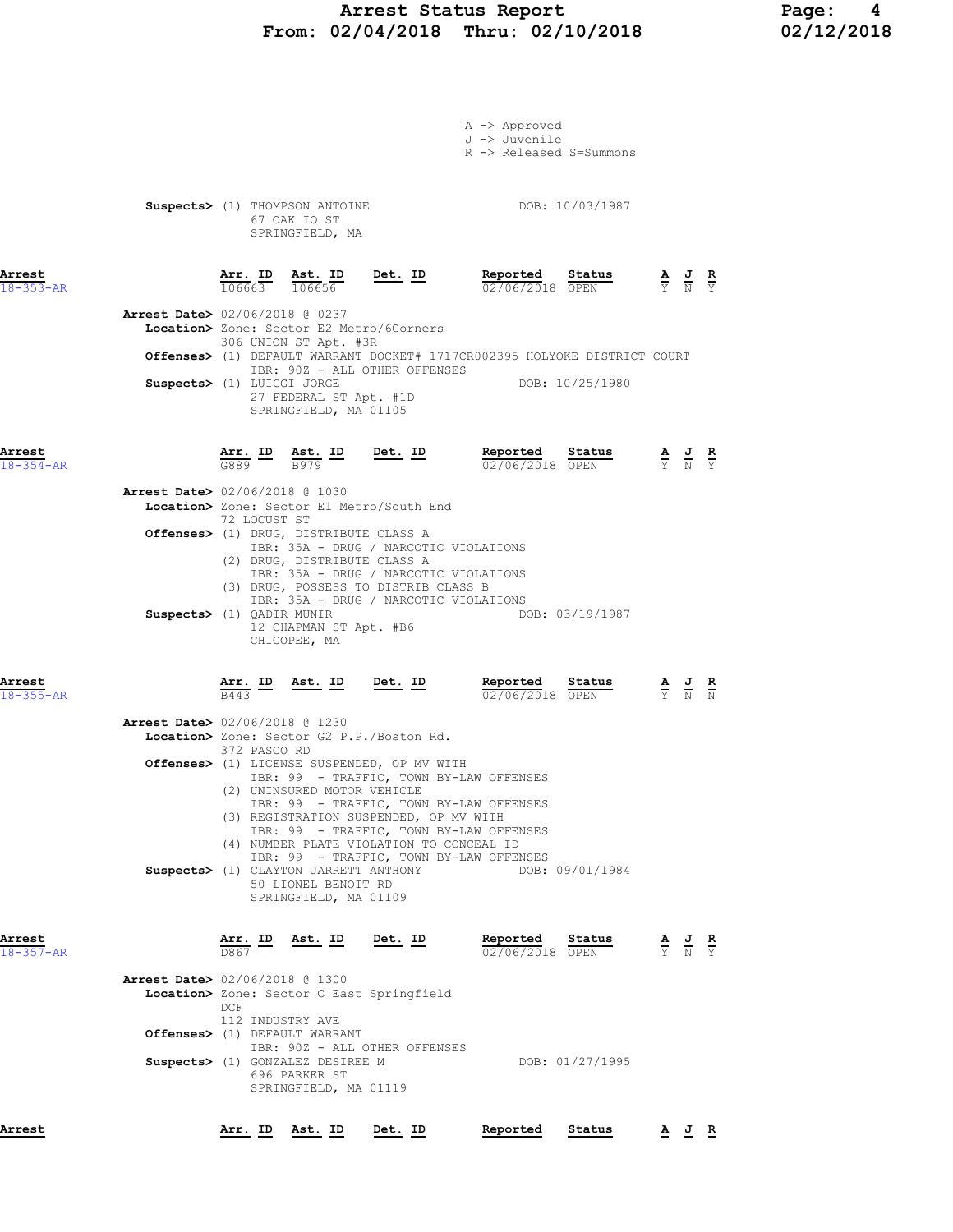# Arrest Status Report
## From: 02/04/2018 Thru: 02/10/2018

A -> Approved
J -> Juvenile
R -> Released S=Summons

**Suspects>** (1) THOMPSON ANTOINE DOB: 10/03/1987
67 OAK IO ST
SPRINGFIELD, MA

---

| Arrest | Arr. ID | Ast. ID | Det. ID | Reported | Status | A | J | R |
|---|---|---|---|---|---|---|---|---|
| 18-353-AR | 106663 | 106656 | | 02/06/2018 | OPEN | Y | N | Y |

**Arrest Date>** 02/06/2018 @ 0237
**Location>** Zone: Sector E2 Metro/6Corners
306 UNION ST Apt. #3R
**Offenses>** (1) DEFAULT WARRANT DOCKET# 1717CR002395 HOLYOKE DISTRICT COURT
IBR: 90Z - ALL OTHER OFFENSES
**Suspects>** (1) LUIGGI JORGE DOB: 10/25/1980
27 FEDERAL ST Apt. #1D
SPRINGFIELD, MA 01105

---

| Arrest | Arr. ID | Ast. ID | Det. ID | Reported | Status | A | J | R |
|---|---|---|---|---|---|---|---|---|
| 18-354-AR | G889 | B979 | | 02/06/2018 | OPEN | Y | N | Y |

**Arrest Date>** 02/06/2018 @ 1030
**Location>** Zone: Sector E1 Metro/South End
72 LOCUST ST
**Offenses>** (1) DRUG, DISTRIBUTE CLASS A
IBR: 35A - DRUG / NARCOTIC VIOLATIONS
(2) DRUG, DISTRIBUTE CLASS A
IBR: 35A - DRUG / NARCOTIC VIOLATIONS
(3) DRUG, POSSESS TO DISTRIB CLASS B
IBR: 35A - DRUG / NARCOTIC VIOLATIONS
**Suspects>** (1) QADIR MUNIR DOB: 03/19/1987
12 CHAPMAN ST Apt. #B6
CHICOPEE, MA

---

| Arrest | Arr. ID | Ast. ID | Det. ID | Reported | Status | A | J | R |
|---|---|---|---|---|---|---|---|---|
| 18-355-AR | B443 | | | 02/06/2018 | OPEN | Y | N | N |

**Arrest Date>** 02/06/2018 @ 1230
**Location>** Zone: Sector G2 P.P./Boston Rd.
372 PASCO RD
**Offenses>** (1) LICENSE SUSPENDED, OP MV WITH
IBR: 99 - TRAFFIC, TOWN BY-LAW OFFENSES
(2) UNINSURED MOTOR VEHICLE
IBR: 99 - TRAFFIC, TOWN BY-LAW OFFENSES
(3) REGISTRATION SUSPENDED, OP MV WITH
IBR: 99 - TRAFFIC, TOWN BY-LAW OFFENSES
(4) NUMBER PLATE VIOLATION TO CONCEAL ID
IBR: 99 - TRAFFIC, TOWN BY-LAW OFFENSES
**Suspects>** (1) CLAYTON JARRETT ANTHONY DOB: 09/01/1984
50 LIONEL BENOIT RD
SPRINGFIELD, MA 01109

---

| Arrest | Arr. ID | Ast. ID | Det. ID | Reported | Status | A | J | R |
|---|---|---|---|---|---|---|---|---|
| 18-357-AR | D867 | | | 02/06/2018 | OPEN | Y | N | Y |

**Arrest Date>** 02/06/2018 @ 1300
**Location>** Zone: Sector C East Springfield
DCF
112 INDUSTRY AVE
**Offenses>** (1) DEFAULT WARRANT
IBR: 90Z - ALL OTHER OFFENSES
**Suspects>** (1) GONZALEZ DESIREE M DOB: 01/27/1995
696 PARKER ST
SPRINGFIELD, MA 01119

---

| Arrest | Arr. ID | Ast. ID | Det. ID | Reported | Status | A | J | R |
|---|---|---|---|---|---|---|---|---|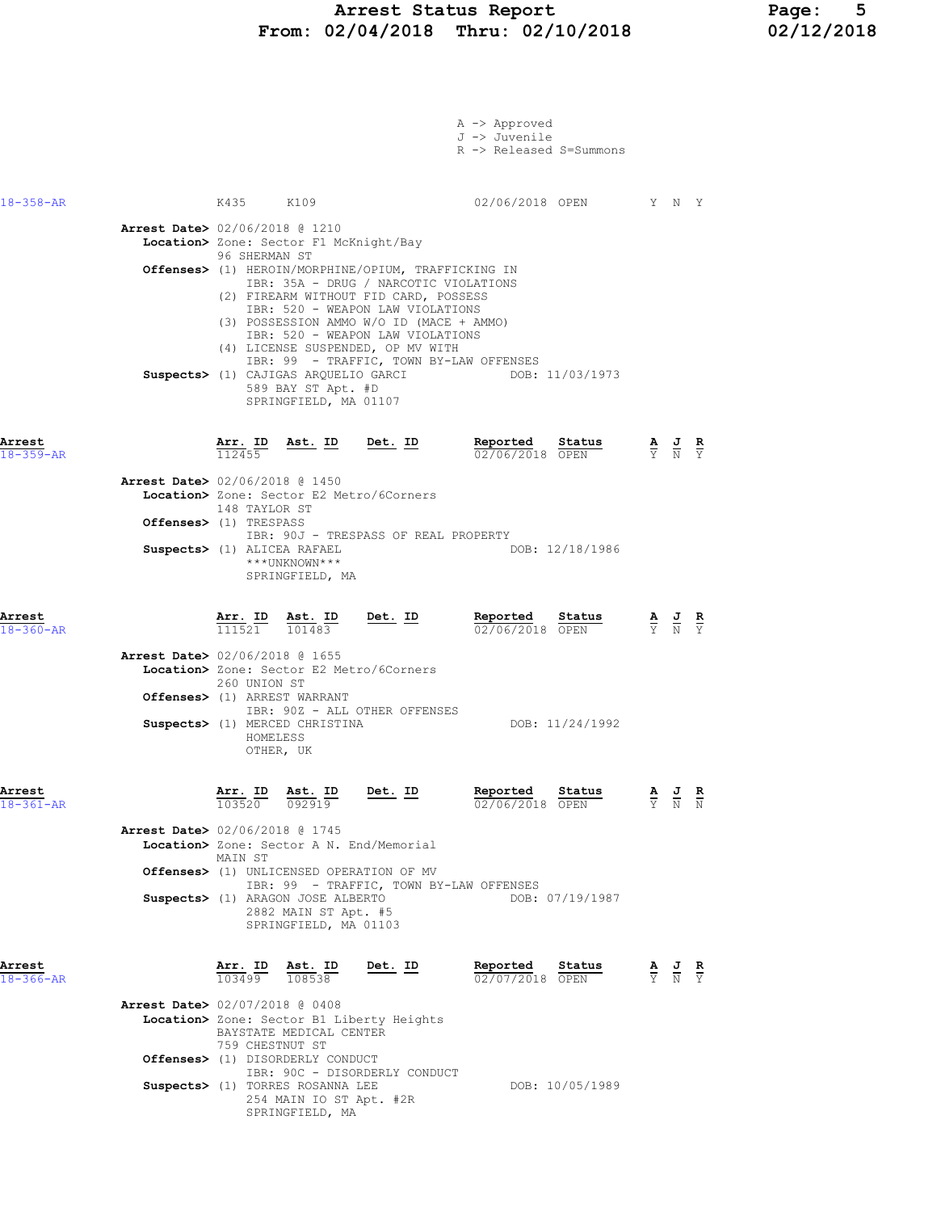A -> Approved
J -> Juvenile
R -> Released S=Summons

| Arrest | Arr. ID | Ast. ID | Det. ID | Reported | Status | A | J | R |
|---|---|---|---|---|---|---|---|---|
| 18-358-AR | K435 | K109 | | 02/06/2018 | OPEN | Y | N | Y |

**Arrest Date>** 02/06/2018 @ 1210
**Location>** Zone: Sector F1 McKnight/Bay
96 SHERMAN ST
**Offenses>** (1) HEROIN/MORPHINE/OPIUM, TRAFFICKING IN
IBR: 35A - DRUG / NARCOTIC VIOLATIONS
(2) FIREARM WITHOUT FID CARD, POSSESS
IBR: 520 - WEAPON LAW VIOLATIONS
(3) POSSESSION AMMO W/O ID (MACE + AMMO)
IBR: 520 - WEAPON LAW VIOLATIONS
(4) LICENSE SUSPENDED, OP MV WITH
IBR: 99 - TRAFFIC, TOWN BY-LAW OFFENSES
**Suspects>** (1) CAJIGAS ARQUELIO GARCI DOB: 11/03/1973
589 BAY ST Apt. #D
SPRINGFIELD, MA 01107

| Arrest | Arr. ID | Ast. ID | Det. ID | Reported | Status | A | J | R |
|---|---|---|---|---|---|---|---|---|
| 18-359-AR | 112455 | | | 02/06/2018 | OPEN | Y | N | Y |

**Arrest Date>** 02/06/2018 @ 1450
**Location>** Zone: Sector E2 Metro/6Corners
148 TAYLOR ST
**Offenses>** (1) TRESPASS
IBR: 90J - TRESPASS OF REAL PROPERTY
**Suspects>** (1) ALICEA RAFAEL DOB: 12/18/1986
\*\*\*UNKNOWN\*\*\*
SPRINGFIELD, MA

| Arrest | Arr. ID | Ast. ID | Det. ID | Reported | Status | A | J | R |
|---|---|---|---|---|---|---|---|---|
| 18-360-AR | 111521 | 101483 | | 02/06/2018 | OPEN | Y | N | Y |

**Arrest Date>** 02/06/2018 @ 1655
**Location>** Zone: Sector E2 Metro/6Corners
260 UNION ST
**Offenses>** (1) ARREST WARRANT
IBR: 90Z - ALL OTHER OFFENSES
**Suspects>** (1) MERCED CHRISTINA DOB: 11/24/1992
HOMELESS
OTHER, UK

| Arrest | Arr. ID | Ast. ID | Det. ID | Reported | Status | A | J | R |
|---|---|---|---|---|---|---|---|---|
| 18-361-AR | 103520 | 092919 | | 02/06/2018 | OPEN | Y | N | N |

**Arrest Date>** 02/06/2018 @ 1745
**Location>** Zone: Sector A N. End/Memorial
MAIN ST
**Offenses>** (1) UNLICENSED OPERATION OF MV
IBR: 99 - TRAFFIC, TOWN BY-LAW OFFENSES
**Suspects>** (1) ARAGON JOSE ALBERTO DOB: 07/19/1987
2882 MAIN ST Apt. #5
SPRINGFIELD, MA 01103

| Arrest | Arr. ID | Ast. ID | Det. ID | Reported | Status | A | J | R |
|---|---|---|---|---|---|---|---|---|
| 18-366-AR | 103499 | 108538 | | 02/07/2018 | OPEN | Y | N | Y |

**Arrest Date>** 02/07/2018 @ 0408
**Location>** Zone: Sector B1 Liberty Heights
BAYSTATE MEDICAL CENTER
759 CHESTNUT ST
**Offenses>** (1) DISORDERLY CONDUCT
IBR: 90C - DISORDERLY CONDUCT
**Suspects>** (1) TORRES ROSANNA LEE DOB: 10/05/1989
254 MAIN IO ST Apt. #2R
SPRINGFIELD, MA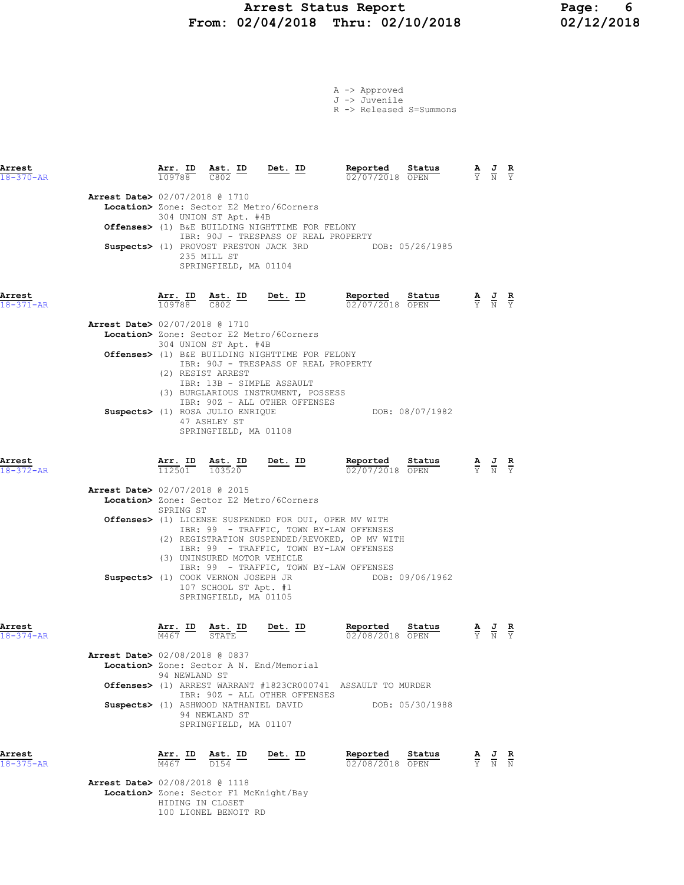A -> Approved
J -> Juvenile
R -> Released S=Summons

| Arrest | Arr. ID | Ast. ID | Det. ID | Reported | Status | A | J | R |
|---|---|---|---|---|---|---|---|---|
| 18-370-AR | 109788 | C802 | | 02/07/2018 | OPEN | Y | N | Y |

**Arrest Date>** 02/07/2018 @ 1710
**Location>** Zone: Sector E2 Metro/6Corners
304 UNION ST Apt. #4B
**Offenses>** (1) B&E BUILDING NIGHTTIME FOR FELONY
IBR: 90J - TRESPASS OF REAL PROPERTY
**Suspects>** (1) PROVOST PRESTON JACK 3RD DOB: 05/26/1985
235 MILL ST
SPRINGFIELD, MA 01104

| Arrest | Arr. ID | Ast. ID | Det. ID | Reported | Status | A | J | R |
|---|---|---|---|---|---|---|---|---|
| 18-371-AR | 109788 | C802 | | 02/07/2018 | OPEN | Y | N | Y |

**Arrest Date>** 02/07/2018 @ 1710
**Location>** Zone: Sector E2 Metro/6Corners
304 UNION ST Apt. #4B
**Offenses>** (1) B&E BUILDING NIGHTTIME FOR FELONY
IBR: 90J - TRESPASS OF REAL PROPERTY
(2) RESIST ARREST
IBR: 13B - SIMPLE ASSAULT
(3) BURGLARIOUS INSTRUMENT, POSSESS
IBR: 90Z - ALL OTHER OFFENSES
**Suspects>** (1) ROSA JULIO ENRIQUE DOB: 08/07/1982
47 ASHLEY ST
SPRINGFIELD, MA 01108

| Arrest | Arr. ID | Ast. ID | Det. ID | Reported | Status | A | J | R |
|---|---|---|---|---|---|---|---|---|
| 18-372-AR | 112501 | 103520 | | 02/07/2018 | OPEN | Y | N | Y |

**Arrest Date>** 02/07/2018 @ 2015
**Location>** Zone: Sector E2 Metro/6Corners
SPRING ST
**Offenses>** (1) LICENSE SUSPENDED FOR OUI, OPER MV WITH
IBR: 99 - TRAFFIC, TOWN BY-LAW OFFENSES
(2) REGISTRATION SUSPENDED/REVOKED, OP MV WITH
IBR: 99 - TRAFFIC, TOWN BY-LAW OFFENSES
(3) UNINSURED MOTOR VEHICLE
IBR: 99 - TRAFFIC, TOWN BY-LAW OFFENSES
**Suspects>** (1) COOK VERNON JOSEPH JR DOB: 09/06/1962
107 SCHOOL ST Apt. #1
SPRINGFIELD, MA 01105

| Arrest | Arr. ID | Ast. ID | Det. ID | Reported | Status | A | J | R |
|---|---|---|---|---|---|---|---|---|
| 18-374-AR | M467 | STATE | | 02/08/2018 | OPEN | Y | N | Y |

**Arrest Date>** 02/08/2018 @ 0837
**Location>** Zone: Sector A N. End/Memorial
94 NEWLAND ST
**Offenses>** (1) ARREST WARRANT #1823CR000741 ASSAULT TO MURDER
IBR: 90Z - ALL OTHER OFFENSES
**Suspects>** (1) ASHWOOD NATHANIEL DAVID DOB: 05/30/1988
94 NEWLAND ST
SPRINGFIELD, MA 01107

| Arrest | Arr. ID | Ast. ID | Det. ID | Reported | Status | A | J | R |
|---|---|---|---|---|---|---|---|---|
| 18-375-AR | M467 | D154 | | 02/08/2018 | OPEN | Y | N | N |

**Arrest Date>** 02/08/2018 @ 1118
**Location>** Zone: Sector F1 McKnight/Bay
HIDING IN CLOSET
100 LIONEL BENOIT RD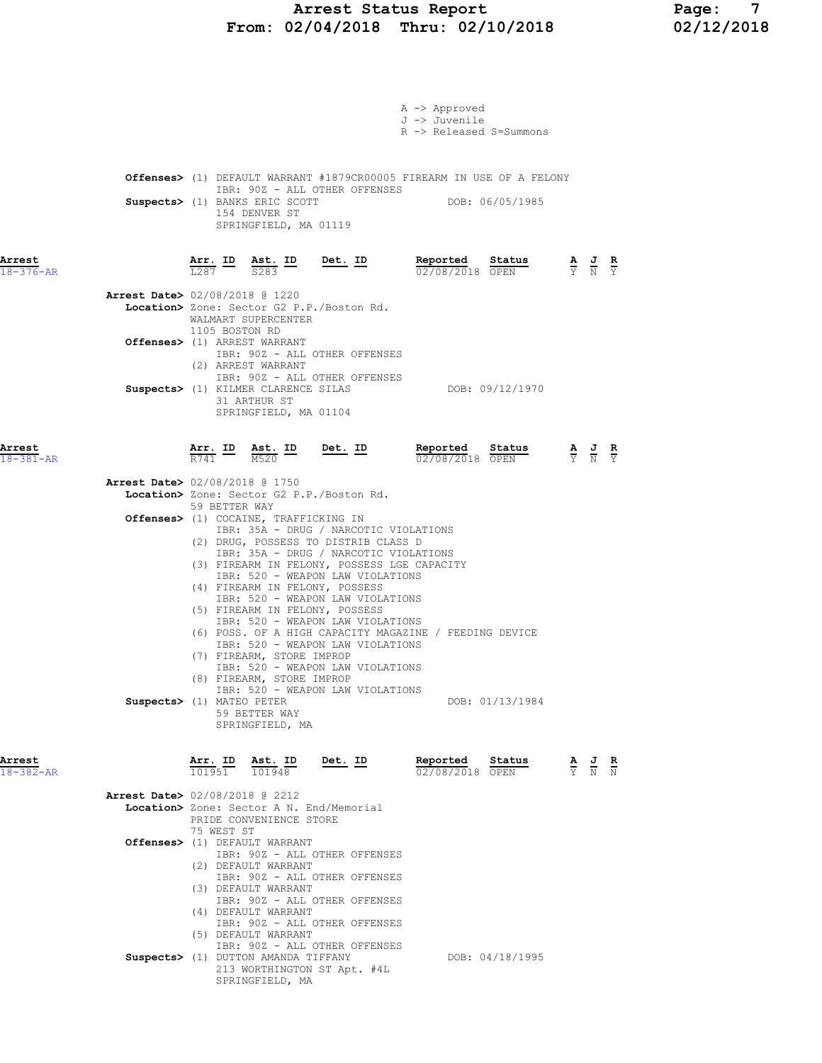A -> Approved
J -> Juvenile
R -> Released S=Summons

**Offenses>** (1) DEFAULT WARRANT #1879CR00005 FIREARM IN USE OF A FELONY
IBR: 90Z - ALL OTHER OFFENSES

**Suspects>** (1) BANKS ERIC SCOTT DOB: 06/05/1985
154 DENVER ST
SPRINGFIELD, MA 01119

| Arrest | Arr. ID | Ast. ID | Det. ID | Reported | Status | A | J | R |
|---|---|---|---|---|---|---|---|---|
| 18-376-AR | L287 | S283 | | 02/08/2018 | OPEN | Y | N | Y |

**Arrest Date>** 02/08/2018 @ 1220
**Location>** Zone: Sector G2 P.P./Boston Rd.
WALMART SUPERCENTER
1105 BOSTON RD
**Offenses>** (1) ARREST WARRANT
IBR: 90Z - ALL OTHER OFFENSES
(2) ARREST WARRANT
IBR: 90Z - ALL OTHER OFFENSES
**Suspects>** (1) KILMER CLARENCE SILAS DOB: 09/12/1970
31 ARTHUR ST
SPRINGFIELD, MA 01104

| Arrest | Arr. ID | Ast. ID | Det. ID | Reported | Status | A | J | R |
|---|---|---|---|---|---|---|---|---|
| 18-381-AR | R741 | M520 | | 02/08/2018 | OPEN | Y | N | Y |

**Arrest Date>** 02/08/2018 @ 1750
**Location>** Zone: Sector G2 P.P./Boston Rd.
59 BETTER WAY
**Offenses>** (1) COCAINE, TRAFFICKING IN
IBR: 35A - DRUG / NARCOTIC VIOLATIONS
(2) DRUG, POSSESS TO DISTRIB CLASS D
IBR: 35A - DRUG / NARCOTIC VIOLATIONS
(3) FIREARM IN FELONY, POSSESS LGE CAPACITY
IBR: 520 - WEAPON LAW VIOLATIONS
(4) FIREARM IN FELONY, POSSESS
IBR: 520 - WEAPON LAW VIOLATIONS
(5) FIREARM IN FELONY, POSSESS
IBR: 520 - WEAPON LAW VIOLATIONS
(6) POSS. OF A HIGH CAPACITY MAGAZINE / FEEDING DEVICE
IBR: 520 - WEAPON LAW VIOLATIONS
(7) FIREARM, STORE IMPROP
IBR: 520 - WEAPON LAW VIOLATIONS
(8) FIREARM, STORE IMPROP
IBR: 520 - WEAPON LAW VIOLATIONS
**Suspects>** (1) MATEO PETER DOB: 01/13/1984
59 BETTER WAY
SPRINGFIELD, MA

| Arrest | Arr. ID | Ast. ID | Det. ID | Reported | Status | A | J | R |
|---|---|---|---|---|---|---|---|---|
| 18-382-AR | 101951 | 101948 | | 02/08/2018 | OPEN | Y | N | N |

**Arrest Date>** 02/08/2018 @ 2212
**Location>** Zone: Sector A N. End/Memorial
PRIDE CONVENIENCE STORE
75 WEST ST
**Offenses>** (1) DEFAULT WARRANT
IBR: 90Z - ALL OTHER OFFENSES
(2) DEFAULT WARRANT
IBR: 90Z - ALL OTHER OFFENSES
(3) DEFAULT WARRANT
IBR: 90Z - ALL OTHER OFFENSES
(4) DEFAULT WARRANT
IBR: 90Z - ALL OTHER OFFENSES
(5) DEFAULT WARRANT
IBR: 90Z - ALL OTHER OFFENSES
**Suspects>** (1) DUTTON AMANDA TIFFANY DOB: 04/18/1995
213 WORTHINGTON ST Apt. #4L
SPRINGFIELD, MA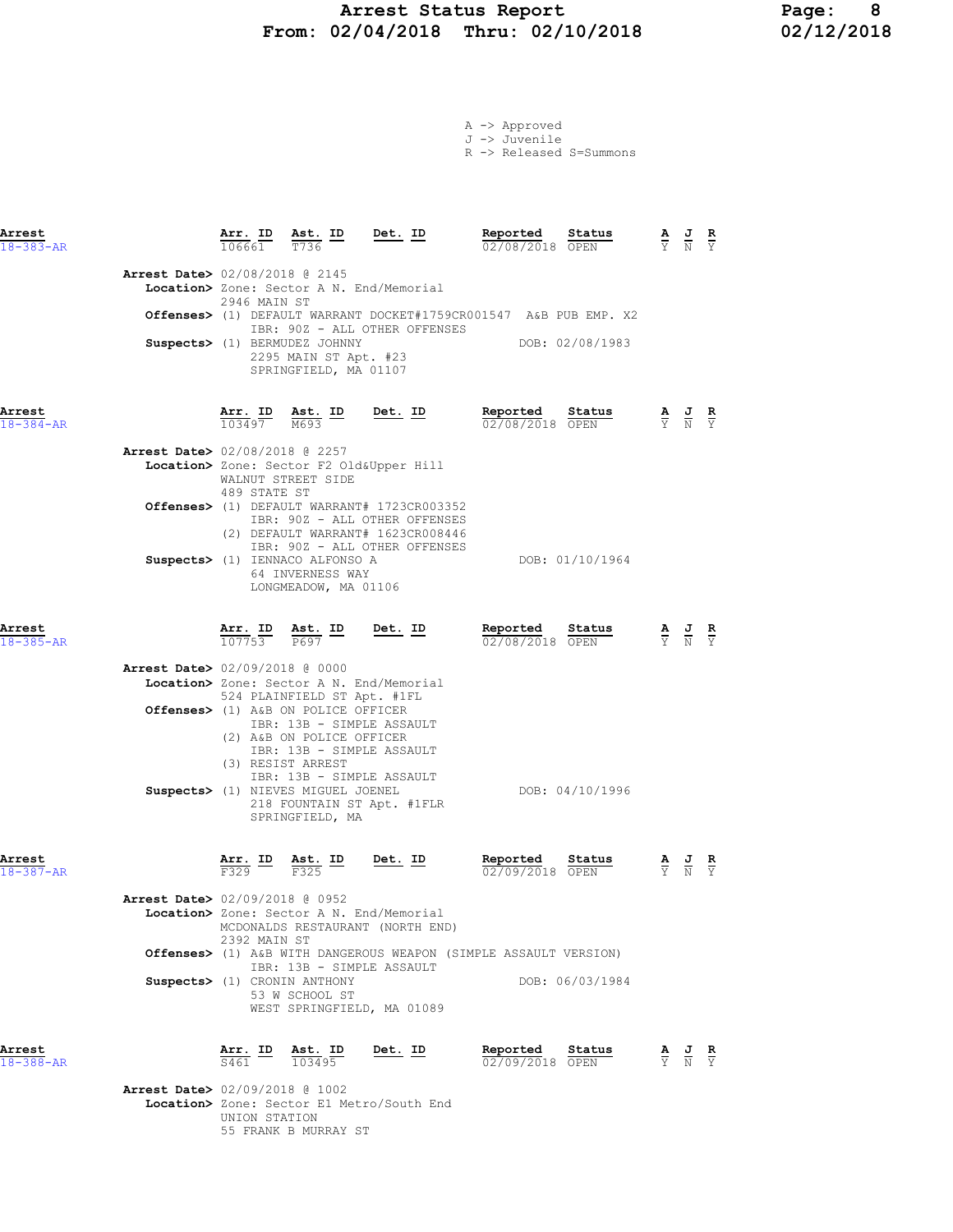# Arrest Status Report
## From: 02/04/2018 Thru: 02/10/2018

A -> Approved
J -> Juvenile
R -> Released S=Summons

| Arrest | Arr. ID | Ast. ID | Det. ID | Reported | Status | A | J | R |
|---|---|---|---|---|---|---|---|---|
| 18-383-AR | 106661 | T736 | | 02/08/2018 | OPEN | Y | N | Y |

**Arrest Date>** 02/08/2018 @ 2145
**Location>** Zone: Sector A N. End/Memorial
2946 MAIN ST
**Offenses>** (1) DEFAULT WARRANT DOCKET#1759CR001547 A&B PUB EMP. X2
IBR: 90Z - ALL OTHER OFFENSES
**Suspects>** (1) BERMUDEZ JOHNNY DOB: 02/08/1983
2295 MAIN ST Apt. #23
SPRINGFIELD, MA 01107

| Arrest | Arr. ID | Ast. ID | Det. ID | Reported | Status | A | J | R |
|---|---|---|---|---|---|---|---|---|
| 18-384-AR | 103497 | M693 | | 02/08/2018 | OPEN | Y | N | Y |

**Arrest Date>** 02/08/2018 @ 2257
**Location>** Zone: Sector F2 Old&Upper Hill
WALNUT STREET SIDE
489 STATE ST
**Offenses>** (1) DEFAULT WARRANT# 1723CR003352
IBR: 90Z - ALL OTHER OFFENSES
(2) DEFAULT WARRANT# 1623CR008446
IBR: 90Z - ALL OTHER OFFENSES
**Suspects>** (1) IENNACO ALFONSO A DOB: 01/10/1964
64 INVERNESS WAY
LONGMEADOW, MA 01106

| Arrest | Arr. ID | Ast. ID | Det. ID | Reported | Status | A | J | R |
|---|---|---|---|---|---|---|---|---|
| 18-385-AR | 107753 | P697 | | 02/08/2018 | OPEN | Y | N | Y |

**Arrest Date>** 02/09/2018 @ 0000
**Location>** Zone: Sector A N. End/Memorial
524 PLAINFIELD ST Apt. #1FL
**Offenses>** (1) A&B ON POLICE OFFICER
IBR: 13B - SIMPLE ASSAULT
(2) A&B ON POLICE OFFICER
IBR: 13B - SIMPLE ASSAULT
(3) RESIST ARREST
IBR: 13B - SIMPLE ASSAULT
**Suspects>** (1) NIEVES MIGUEL JOENEL DOB: 04/10/1996
218 FOUNTAIN ST Apt. #1FLR
SPRINGFIELD, MA

| Arrest | Arr. ID | Ast. ID | Det. ID | Reported | Status | A | J | R |
|---|---|---|---|---|---|---|---|---|
| 18-387-AR | F329 | F325 | | 02/09/2018 | OPEN | Y | N | Y |

**Arrest Date>** 02/09/2018 @ 0952
**Location>** Zone: Sector A N. End/Memorial
MCDONALDS RESTAURANT (NORTH END)
2392 MAIN ST
**Offenses>** (1) A&B WITH DANGEROUS WEAPON (SIMPLE ASSAULT VERSION)
IBR: 13B - SIMPLE ASSAULT
**Suspects>** (1) CRONIN ANTHONY DOB: 06/03/1984
53 W SCHOOL ST
WEST SPRINGFIELD, MA 01089

| Arrest | Arr. ID | Ast. ID | Det. ID | Reported | Status | A | J | R |
|---|---|---|---|---|---|---|---|---|
| 18-388-AR | S461 | 103495 | | 02/09/2018 | OPEN | Y | N | Y |

**Arrest Date>** 02/09/2018 @ 1002
**Location>** Zone: Sector E1 Metro/South End
UNION STATION
55 FRANK B MURRAY ST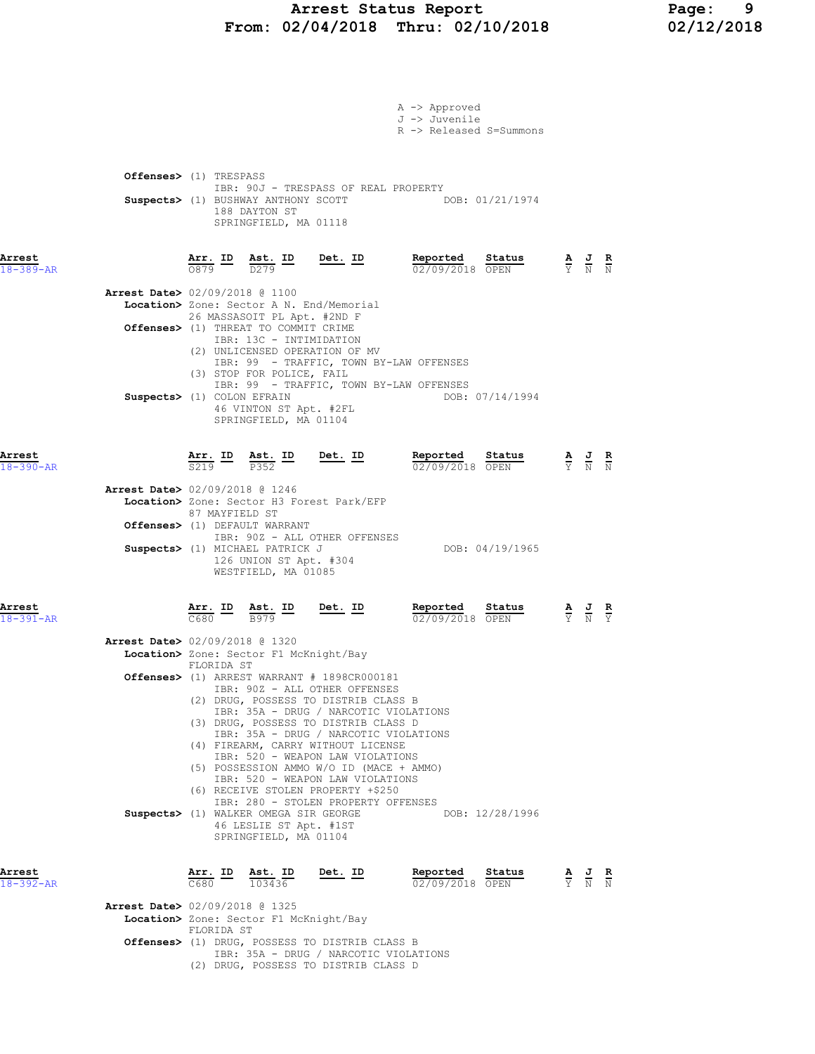A -> Approved
J -> Juvenile
R -> Released S=Summons

**Offenses>** (1) TRESPASS
IBR: 90J - TRESPASS OF REAL PROPERTY
**Suspects>** (1) BUSHWAY ANTHONY SCOTT DOB: 01/21/1974
188 DAYTON ST
SPRINGFIELD, MA 01118

| Arrest | Arr. ID | Ast. ID | Det. ID | Reported | Status | A | J | R |
|---|---|---|---|---|---|---|---|---|
| 18-389-AR | O879 | D279 | | 02/09/2018 | OPEN | Y | N | N |

**Arrest Date>** 02/09/2018 @ 1100
**Location>** Zone: Sector A N. End/Memorial
26 MASSASOIT PL Apt. #2ND F
**Offenses>** (1) THREAT TO COMMIT CRIME
IBR: 13C - INTIMIDATION
(2) UNLICENSED OPERATION OF MV
IBR: 99 - TRAFFIC, TOWN BY-LAW OFFENSES
(3) STOP FOR POLICE, FAIL
IBR: 99 - TRAFFIC, TOWN BY-LAW OFFENSES
**Suspects>** (1) COLON EFRAIN DOB: 07/14/1994
46 VINTON ST Apt. #2FL
SPRINGFIELD, MA 01104

| Arrest | Arr. ID | Ast. ID | Det. ID | Reported | Status | A | J | R |
|---|---|---|---|---|---|---|---|---|
| 18-390-AR | S219 | P352 | | 02/09/2018 | OPEN | Y | N | N |

**Arrest Date>** 02/09/2018 @ 1246
**Location>** Zone: Sector H3 Forest Park/EFP
87 MAYFIELD ST
**Offenses>** (1) DEFAULT WARRANT
IBR: 90Z - ALL OTHER OFFENSES
**Suspects>** (1) MICHAEL PATRICK J DOB: 04/19/1965
126 UNION ST Apt. #304
WESTFIELD, MA 01085

| Arrest | Arr. ID | Ast. ID | Det. ID | Reported | Status | A | J | R |
|---|---|---|---|---|---|---|---|---|
| 18-391-AR | C680 | B979 | | 02/09/2018 | OPEN | Y | N | Y |

**Arrest Date>** 02/09/2018 @ 1320
**Location>** Zone: Sector F1 McKnight/Bay
FLORIDA ST
**Offenses>** (1) ARREST WARRANT # 1898CR000181
IBR: 90Z - ALL OTHER OFFENSES
(2) DRUG, POSSESS TO DISTRIB CLASS B
IBR: 35A - DRUG / NARCOTIC VIOLATIONS
(3) DRUG, POSSESS TO DISTRIB CLASS D
IBR: 35A - DRUG / NARCOTIC VIOLATIONS
(4) FIREARM, CARRY WITHOUT LICENSE
IBR: 520 - WEAPON LAW VIOLATIONS
(5) POSSESSION AMMO W/O ID (MACE + AMMO)
IBR: 520 - WEAPON LAW VIOLATIONS
(6) RECEIVE STOLEN PROPERTY +$250
IBR: 280 - STOLEN PROPERTY OFFENSES
**Suspects>** (1) WALKER OMEGA SIR GEORGE DOB: 12/28/1996
46 LESLIE ST Apt. #1ST
SPRINGFIELD, MA 01104

| Arrest | Arr. ID | Ast. ID | Det. ID | Reported | Status | A | J | R |
|---|---|---|---|---|---|---|---|---|
| 18-392-AR | C680 | 103436 | | 02/09/2018 | OPEN | Y | N | N |

**Arrest Date>** 02/09/2018 @ 1325
**Location>** Zone: Sector F1 McKnight/Bay
FLORIDA ST
**Offenses>** (1) DRUG, POSSESS TO DISTRIB CLASS B
IBR: 35A - DRUG / NARCOTIC VIOLATIONS
(2) DRUG, POSSESS TO DISTRIB CLASS D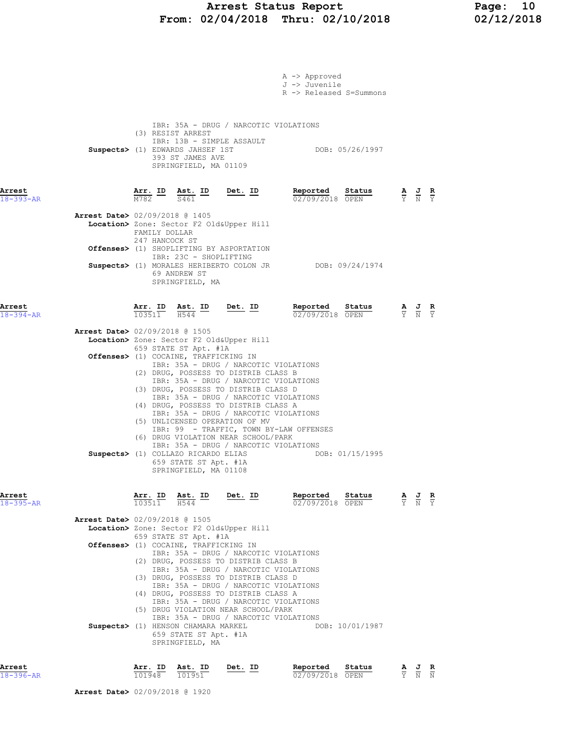A -> Approved
J -> Juvenile
R -> Released S=Summons

IBR: 35A - DRUG / NARCOTIC VIOLATIONS
(3) RESIST ARREST
IBR: 13B - SIMPLE ASSAULT

**Suspects>** (1) EDWARDS JAHSEF 1ST DOB: 05/26/1997
393 ST JAMES AVE
SPRINGFIELD, MA 01109

| Arrest | Arr. ID | Ast. ID | Det. ID | Reported | Status | A | J | R |
|---|---|---|---|---|---|---|---|---|
| 18-393-AR | M782 | S461 | | 02/09/2018 | OPEN | Y | N | Y |

**Arrest Date>** 02/09/2018 @ 1405
**Location>** Zone: Sector F2 Old&Upper Hill
FAMILY DOLLAR
247 HANCOCK ST
**Offenses>** (1) SHOPLIFTING BY ASPORTATION
IBR: 23C - SHOPLIFTING
**Suspects>** (1) MORALES HERIBERTO COLON JR DOB: 09/24/1974
69 ANDREW ST
SPRINGFIELD, MA

| Arrest | Arr. ID | Ast. ID | Det. ID | Reported | Status | A | J | R |
|---|---|---|---|---|---|---|---|---|
| 18-394-AR | 103511 | H544 | | 02/09/2018 | OPEN | Y | N | Y |

**Arrest Date>** 02/09/2018 @ 1505
**Location>** Zone: Sector F2 Old&Upper Hill
659 STATE ST Apt. #1A
**Offenses>** (1) COCAINE, TRAFFICKING IN
IBR: 35A - DRUG / NARCOTIC VIOLATIONS
(2) DRUG, POSSESS TO DISTRIB CLASS B
IBR: 35A - DRUG / NARCOTIC VIOLATIONS
(3) DRUG, POSSESS TO DISTRIB CLASS D
IBR: 35A - DRUG / NARCOTIC VIOLATIONS
(4) DRUG, POSSESS TO DISTRIB CLASS A
IBR: 35A - DRUG / NARCOTIC VIOLATIONS
(5) UNLICENSED OPERATION OF MV
IBR: 99 - TRAFFIC, TOWN BY-LAW OFFENSES
(6) DRUG VIOLATION NEAR SCHOOL/PARK
IBR: 35A - DRUG / NARCOTIC VIOLATIONS
**Suspects>** (1) COLLAZO RICARDO ELIAS DOB: 01/15/1995
659 STATE ST Apt. #1A
SPRINGFIELD, MA 01108

| Arrest | Arr. ID | Ast. ID | Det. ID | Reported | Status | A | J | R |
|---|---|---|---|---|---|---|---|---|
| 18-395-AR | 103511 | H544 | | 02/09/2018 | OPEN | Y | N | Y |

**Arrest Date>** 02/09/2018 @ 1505
**Location>** Zone: Sector F2 Old&Upper Hill
659 STATE ST Apt. #1A
**Offenses>** (1) COCAINE, TRAFFICKING IN
IBR: 35A - DRUG / NARCOTIC VIOLATIONS
(2) DRUG, POSSESS TO DISTRIB CLASS B
IBR: 35A - DRUG / NARCOTIC VIOLATIONS
(3) DRUG, POSSESS TO DISTRIB CLASS D
IBR: 35A - DRUG / NARCOTIC VIOLATIONS
(4) DRUG, POSSESS TO DISTRIB CLASS A
IBR: 35A - DRUG / NARCOTIC VIOLATIONS
(5) DRUG VIOLATION NEAR SCHOOL/PARK
IBR: 35A - DRUG / NARCOTIC VIOLATIONS
**Suspects>** (1) HENSON CHAMARA MARKEL DOB: 10/01/1987
659 STATE ST Apt. #1A
SPRINGFIELD, MA

| Arrest | Arr. ID | Ast. ID | Det. ID | Reported | Status | A | J | R |
|---|---|---|---|---|---|---|---|---|
| 18-396-AR | 101948 | 101951 | | 02/09/2018 | OPEN | Y | N | N |

**Arrest Date>** 02/09/2018 @ 1920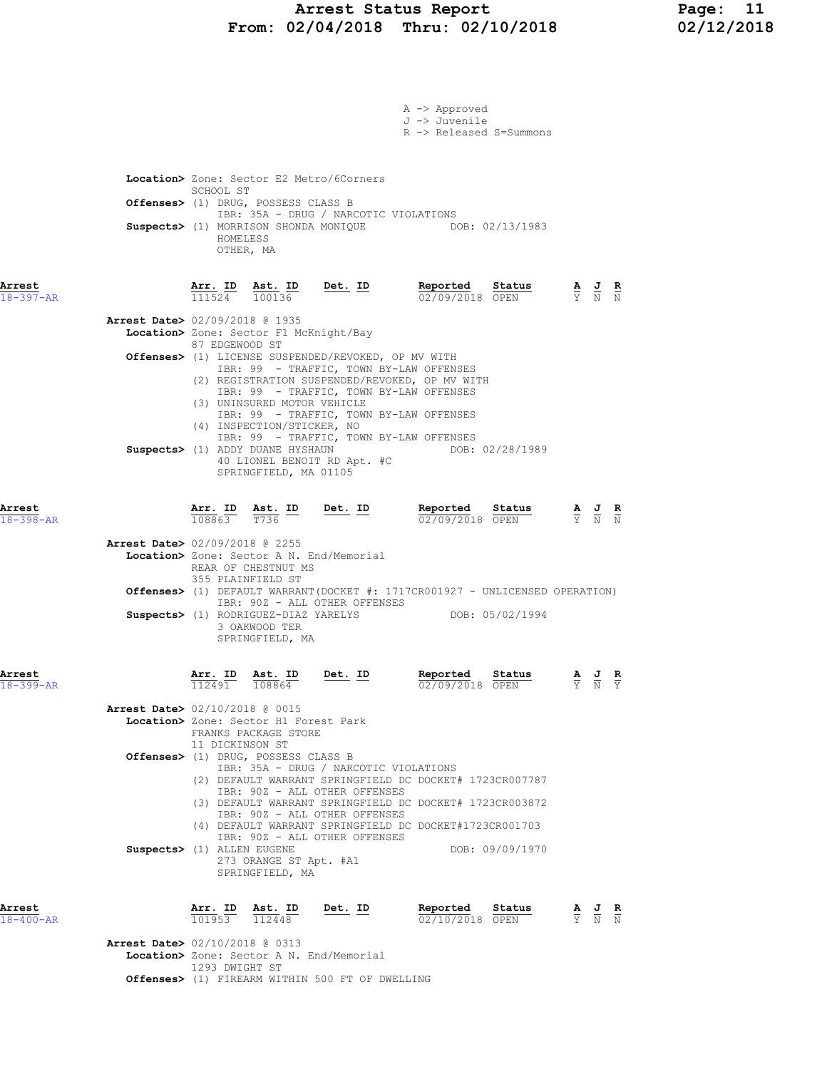A -> Approved
J -> Juvenile
R -> Released S=Summons

**Location>** Zone: Sector E2 Metro/6Corners
SCHOOL ST
**Offenses>** (1) DRUG, POSSESS CLASS B
IBR: 35A - DRUG / NARCOTIC VIOLATIONS
**Suspects>** (1) MORRISON SHONDA MONIQUE DOB: 02/13/1983
HOMELESS
OTHER, MA

## Arrest 18-397-AR

| Arr. ID | Ast. ID | Det. ID | Reported | Status | A | J | R |
|---|---|---|---|---|---|---|---|
| 111524 | 100136 | | 02/09/2018 | OPEN | Y | N | N |

**Arrest Date>** 02/09/2018 @ 1935
**Location>** Zone: Sector F1 McKnight/Bay
87 EDGEWOOD ST
**Offenses>** (1) LICENSE SUSPENDED/REVOKED, OP MV WITH
IBR: 99 - TRAFFIC, TOWN BY-LAW OFFENSES
(2) REGISTRATION SUSPENDED/REVOKED, OP MV WITH
IBR: 99 - TRAFFIC, TOWN BY-LAW OFFENSES
(3) UNINSURED MOTOR VEHICLE
IBR: 99 - TRAFFIC, TOWN BY-LAW OFFENSES
(4) INSPECTION/STICKER, NO
IBR: 99 - TRAFFIC, TOWN BY-LAW OFFENSES
**Suspects>** (1) ADDY DUANE HYSHAUN DOB: 02/28/1989
40 LIONEL BENOIT RD Apt. #C
SPRINGFIELD, MA 01105

## Arrest 18-398-AR

| Arr. ID | Ast. ID | Det. ID | Reported | Status | A | J | R |
|---|---|---|---|---|---|---|---|
| 108863 | T736 | | 02/09/2018 | OPEN | Y | N | N |

**Arrest Date>** 02/09/2018 @ 2255
**Location>** Zone: Sector A N. End/Memorial
REAR OF CHESTNUT MS
355 PLAINFIELD ST
**Offenses>** (1) DEFAULT WARRANT(DOCKET #: 1717CR001927 - UNLICENSED OPERATION)
IBR: 90Z - ALL OTHER OFFENSES
**Suspects>** (1) RODRIGUEZ-DIAZ YARELYS DOB: 05/02/1994
3 OAKWOOD TER
SPRINGFIELD, MA

## Arrest 18-399-AR

| Arr. ID | Ast. ID | Det. ID | Reported | Status | A | J | R |
|---|---|---|---|---|---|---|---|
| 112491 | 108864 | | 02/09/2018 | OPEN | Y | N | Y |

**Arrest Date>** 02/10/2018 @ 0015
**Location>** Zone: Sector H1 Forest Park
FRANKS PACKAGE STORE
11 DICKINSON ST
**Offenses>** (1) DRUG, POSSESS CLASS B
IBR: 35A - DRUG / NARCOTIC VIOLATIONS
(2) DEFAULT WARRANT SPRINGFIELD DC DOCKET# 1723CR007787
IBR: 90Z - ALL OTHER OFFENSES
(3) DEFAULT WARRANT SPRINGFIELD DC DOCKET# 1723CR003872
IBR: 90Z - ALL OTHER OFFENSES
(4) DEFAULT WARRANT SPRINGFIELD DC DOCKET#1723CR001703
IBR: 90Z - ALL OTHER OFFENSES
**Suspects>** (1) ALLEN EUGENE DOB: 09/09/1970
273 ORANGE ST Apt. #A1
SPRINGFIELD, MA

## Arrest 18-400-AR

| Arr. ID | Ast. ID | Det. ID | Reported | Status | A | J | R |
|---|---|---|---|---|---|---|---|
| 101953 | 112448 | | 02/10/2018 | OPEN | Y | N | N |

**Arrest Date>** 02/10/2018 @ 0313
**Location>** Zone: Sector A N. End/Memorial
1293 DWIGHT ST
**Offenses>** (1) FIREARM WITHIN 500 FT OF DWELLING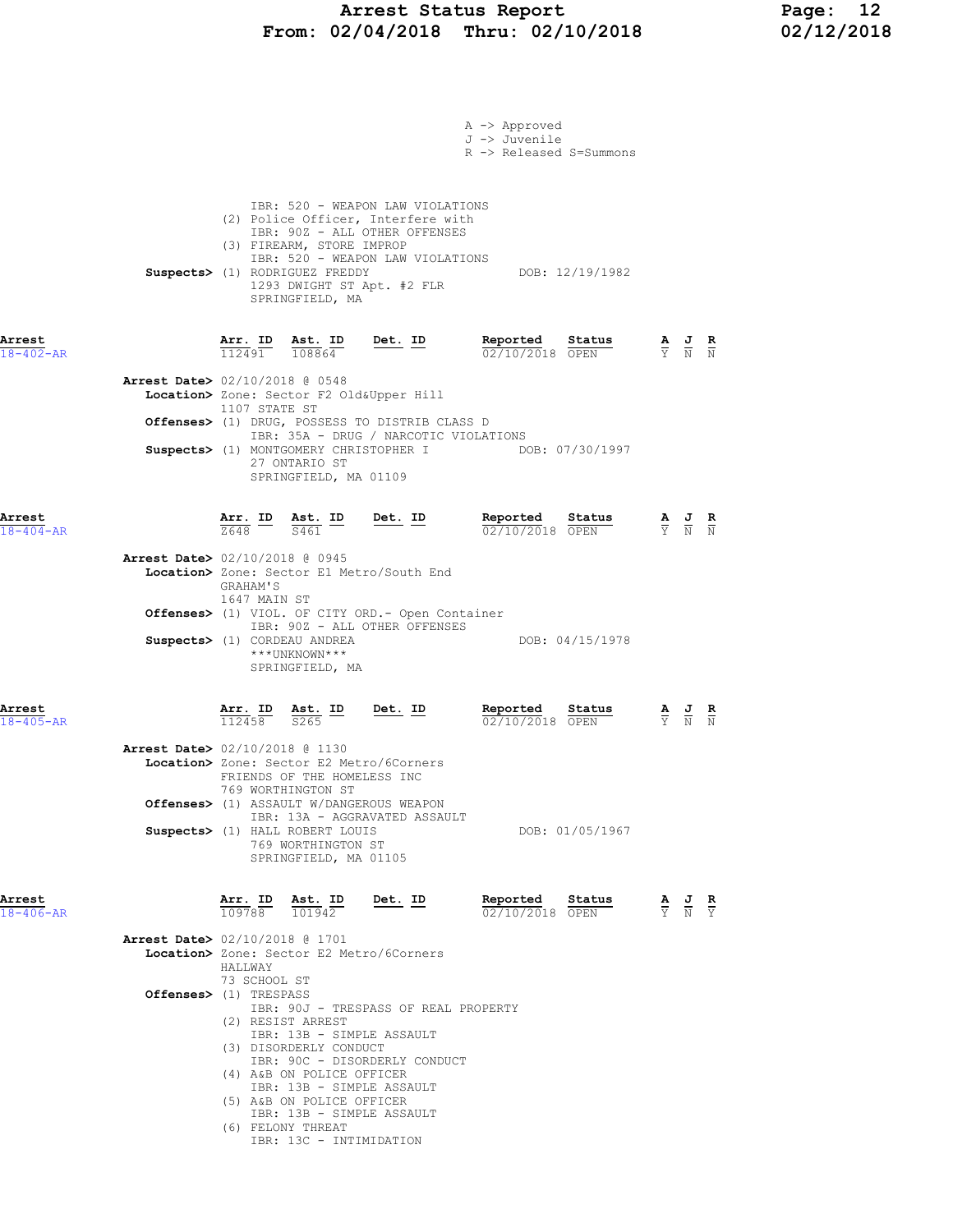# Arrest Status Report
## From: 02/04/2018 Thru: 02/10/2018

A -> Approved
J -> Juvenile
R -> Released S=Summons

IBR: 520 - WEAPON LAW VIOLATIONS
(2) Police Officer, Interfere with
IBR: 90Z - ALL OTHER OFFENSES
(3) FIREARM, STORE IMPROP
IBR: 520 - WEAPON LAW VIOLATIONS

**Suspects>** (1) RODRIGUEZ FREDDY DOB: 12/19/1982
1293 DWIGHT ST Apt. #2 FLR
SPRINGFIELD, MA

---

**Arrest 18-402-AR**

| Arr. ID | Ast. ID | Det. ID | Reported | Status | A | J | R |
|---|---|---|---|---|---|---|---|
| 112491 | 108864 | | 02/10/2018 | OPEN | Y | N | N |

**Arrest Date>** 02/10/2018 @ 0548
**Location>** Zone: Sector F2 Old&Upper Hill
1107 STATE ST
**Offenses>** (1) DRUG, POSSESS TO DISTRIB CLASS D
IBR: 35A - DRUG / NARCOTIC VIOLATIONS
**Suspects>** (1) MONTGOMERY CHRISTOPHER I DOB: 07/30/1997
27 ONTARIO ST
SPRINGFIELD, MA 01109

---

**Arrest 18-404-AR**

| Arr. ID | Ast. ID | Det. ID | Reported | Status | A | J | R |
|---|---|---|---|---|---|---|---|
| Z648 | S461 | | 02/10/2018 | OPEN | Y | N | N |

**Arrest Date>** 02/10/2018 @ 0945
**Location>** Zone: Sector E1 Metro/South End
GRAHAM'S
1647 MAIN ST
**Offenses>** (1) VIOL. OF CITY ORD.- Open Container
IBR: 90Z - ALL OTHER OFFENSES
**Suspects>** (1) CORDEAU ANDREA DOB: 04/15/1978
\*\*\*UNKNOWN\*\*\*
SPRINGFIELD, MA

---

**Arrest 18-405-AR**

| Arr. ID | Ast. ID | Det. ID | Reported | Status | A | J | R |
|---|---|---|---|---|---|---|---|
| 112458 | S265 | | 02/10/2018 | OPEN | Y | N | N |

**Arrest Date>** 02/10/2018 @ 1130
**Location>** Zone: Sector E2 Metro/6Corners
FRIENDS OF THE HOMELESS INC
769 WORTHINGTON ST
**Offenses>** (1) ASSAULT W/DANGEROUS WEAPON
IBR: 13A - AGGRAVATED ASSAULT
**Suspects>** (1) HALL ROBERT LOUIS DOB: 01/05/1967
769 WORTHINGTON ST
SPRINGFIELD, MA 01105

---

**Arrest 18-406-AR**

| Arr. ID | Ast. ID | Det. ID | Reported | Status | A | J | R |
|---|---|---|---|---|---|---|---|
| 109788 | 101942 | | 02/10/2018 | OPEN | Y | N | Y |

**Arrest Date>** 02/10/2018 @ 1701
**Location>** Zone: Sector E2 Metro/6Corners
HALLWAY
73 SCHOOL ST
**Offenses>** (1) TRESPASS
IBR: 90J - TRESPASS OF REAL PROPERTY
(2) RESIST ARREST
IBR: 13B - SIMPLE ASSAULT
(3) DISORDERLY CONDUCT
IBR: 90C - DISORDERLY CONDUCT
(4) A&B ON POLICE OFFICER
IBR: 13B - SIMPLE ASSAULT
(5) A&B ON POLICE OFFICER
IBR: 13B - SIMPLE ASSAULT
(6) FELONY THREAT
IBR: 13C - INTIMIDATION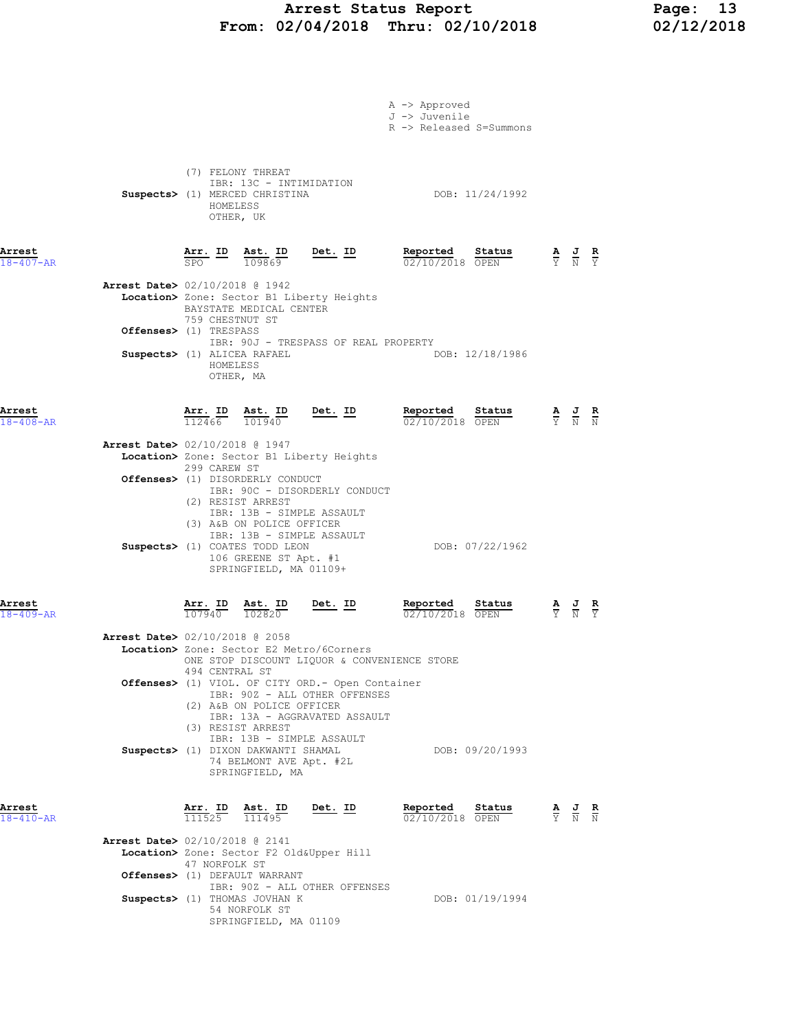A -> Approved
J -> Juvenile
R -> Released S=Summons

(7) FELONY THREAT
IBR: 13C - INTIMIDATION

**Suspects>** (1) MERCED CHRISTINA — DOB: 11/24/1992
HOMELESS
OTHER, UK

---

**Arrest 18-407-AR**

| Arr. ID | Ast. ID | Det. ID | Reported | Status | A | J | R |
|---|---|---|---|---|---|---|---|
| SPO | 109869 | | 02/10/2018 | OPEN | Y | N | Y |

**Arrest Date>** 02/10/2018 @ 1942
**Location>** Zone: Sector B1 Liberty Heights
BAYSTATE MEDICAL CENTER
759 CHESTNUT ST
**Offenses>** (1) TRESPASS
IBR: 90J - TRESPASS OF REAL PROPERTY
**Suspects>** (1) ALICEA RAFAEL — DOB: 12/18/1986
HOMELESS
OTHER, MA

---

**Arrest 18-408-AR**

| Arr. ID | Ast. ID | Det. ID | Reported | Status | A | J | R |
|---|---|---|---|---|---|---|---|
| 112466 | 101940 | | 02/10/2018 | OPEN | Y | N | N |

**Arrest Date>** 02/10/2018 @ 1947
**Location>** Zone: Sector B1 Liberty Heights
299 CAREW ST
**Offenses>** (1) DISORDERLY CONDUCT
IBR: 90C - DISORDERLY CONDUCT
(2) RESIST ARREST
IBR: 13B - SIMPLE ASSAULT
(3) A&B ON POLICE OFFICER
IBR: 13B - SIMPLE ASSAULT
**Suspects>** (1) COATES TODD LEON — DOB: 07/22/1962
106 GREENE ST Apt. #1
SPRINGFIELD, MA 01109+

---

**Arrest 18-409-AR**

| Arr. ID | Ast. ID | Det. ID | Reported | Status | A | J | R |
|---|---|---|---|---|---|---|---|
| 107940 | 102820 | | 02/10/2018 | OPEN | Y | N | Y |

**Arrest Date>** 02/10/2018 @ 2058
**Location>** Zone: Sector E2 Metro/6Corners
ONE STOP DISCOUNT LIQUOR & CONVENIENCE STORE
494 CENTRAL ST
**Offenses>** (1) VIOL. OF CITY ORD.- Open Container
IBR: 90Z - ALL OTHER OFFENSES
(2) A&B ON POLICE OFFICER
IBR: 13A - AGGRAVATED ASSAULT
(3) RESIST ARREST
IBR: 13B - SIMPLE ASSAULT
**Suspects>** (1) DIXON DAKWANTI SHAMAL — DOB: 09/20/1993
74 BELMONT AVE Apt. #2L
SPRINGFIELD, MA

---

**Arrest 18-410-AR**

| Arr. ID | Ast. ID | Det. ID | Reported | Status | A | J | R |
|---|---|---|---|---|---|---|---|
| 111525 | 111495 | | 02/10/2018 | OPEN | Y | N | N |

**Arrest Date>** 02/10/2018 @ 2141
**Location>** Zone: Sector F2 Old&Upper Hill
47 NORFOLK ST
**Offenses>** (1) DEFAULT WARRANT
IBR: 90Z - ALL OTHER OFFENSES
**Suspects>** (1) THOMAS JOVHAN K — DOB: 01/19/1994
54 NORFOLK ST
SPRINGFIELD, MA 01109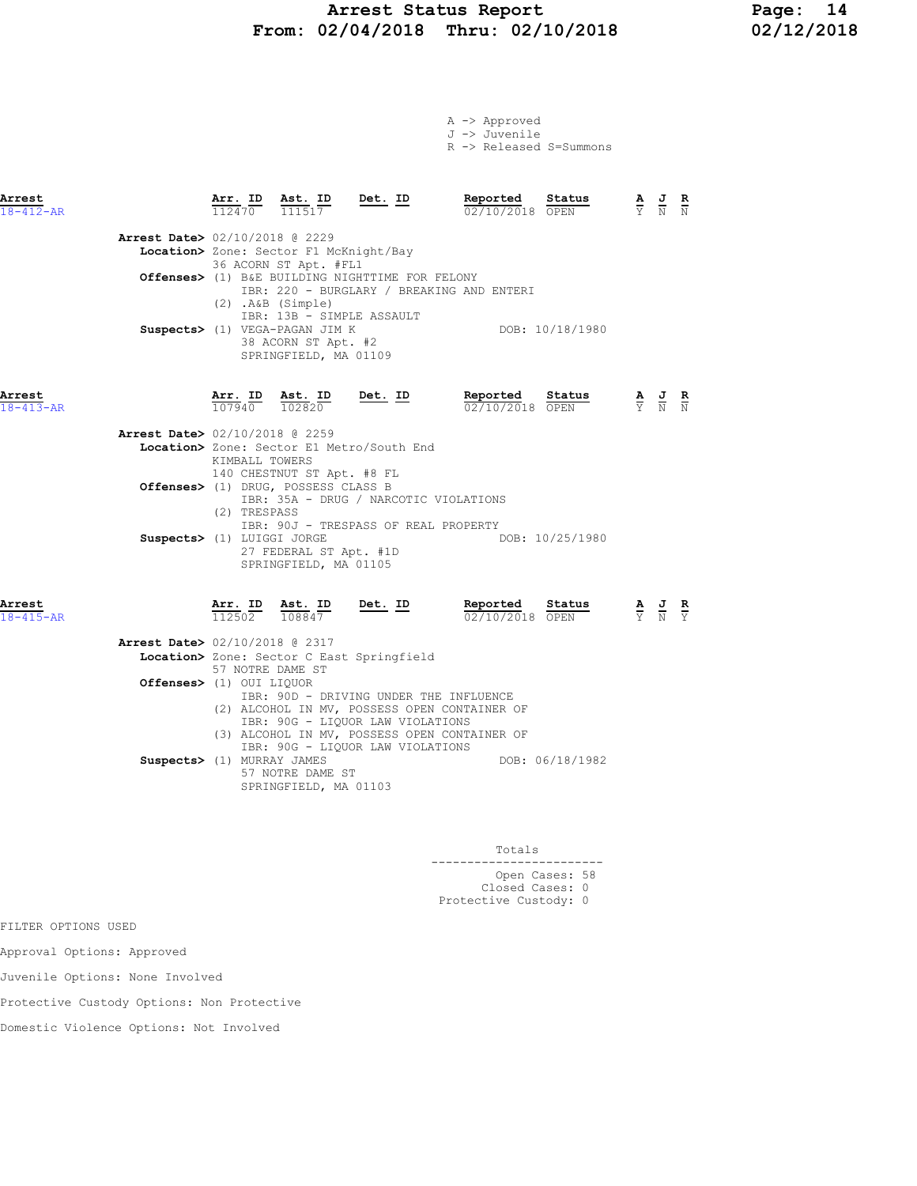# Arrest Status Report
## From: 02/04/2018 Thru: 02/10/2018

02/12/2018

A -> Approved
J -> Juvenile
R -> Released S=Summons

| Arrest | Arr. ID | Ast. ID | Det. ID | Reported | Status | A | J | R |
|---|---|---|---|---|---|---|---|---|
| 18-412-AR | 112470 | 111517 | | 02/10/2018 | OPEN | Y | N | N |

**Arrest Date>** 02/10/2018 @ 2229
**Location>** Zone: Sector F1 McKnight/Bay
36 ACORN ST Apt. #FL1
**Offenses>** (1) B&E BUILDING NIGHTTIME FOR FELONY
IBR: 220 - BURGLARY / BREAKING AND ENTERI
(2) .A&B (Simple)
IBR: 13B - SIMPLE ASSAULT
**Suspects>** (1) VEGA-PAGAN JIM K — DOB: 10/18/1980
38 ACORN ST Apt. #2
SPRINGFIELD, MA 01109

| Arrest | Arr. ID | Ast. ID | Det. ID | Reported | Status | A | J | R |
|---|---|---|---|---|---|---|---|---|
| 18-413-AR | 107940 | 102820 | | 02/10/2018 | OPEN | Y | N | N |

**Arrest Date>** 02/10/2018 @ 2259
**Location>** Zone: Sector E1 Metro/South End
KIMBALL TOWERS
140 CHESTNUT ST Apt. #8 FL
**Offenses>** (1) DRUG, POSSESS CLASS B
IBR: 35A - DRUG / NARCOTIC VIOLATIONS
(2) TRESPASS
IBR: 90J - TRESPASS OF REAL PROPERTY
**Suspects>** (1) LUIGGI JORGE — DOB: 10/25/1980
27 FEDERAL ST Apt. #1D
SPRINGFIELD, MA 01105

| Arrest | Arr. ID | Ast. ID | Det. ID | Reported | Status | A | J | R |
|---|---|---|---|---|---|---|---|---|
| 18-415-AR | 112502 | 108847 | | 02/10/2018 | OPEN | Y | N | Y |

**Arrest Date>** 02/10/2018 @ 2317
**Location>** Zone: Sector C East Springfield
57 NOTRE DAME ST
**Offenses>** (1) OUI LIQUOR
IBR: 90D - DRIVING UNDER THE INFLUENCE
(2) ALCOHOL IN MV, POSSESS OPEN CONTAINER OF
IBR: 90G - LIQUOR LAW VIOLATIONS
(3) ALCOHOL IN MV, POSSESS OPEN CONTAINER OF
IBR: 90G - LIQUOR LAW VIOLATIONS
**Suspects>** (1) MURRAY JAMES — DOB: 06/18/1982
57 NOTRE DAME ST
SPRINGFIELD, MA 01103

**Totals**

Open Cases: 58
Closed Cases: 0
Protective Custody: 0

FILTER OPTIONS USED

Approval Options: Approved

Juvenile Options: None Involved

Protective Custody Options: Non Protective

Domestic Violence Options: Not Involved